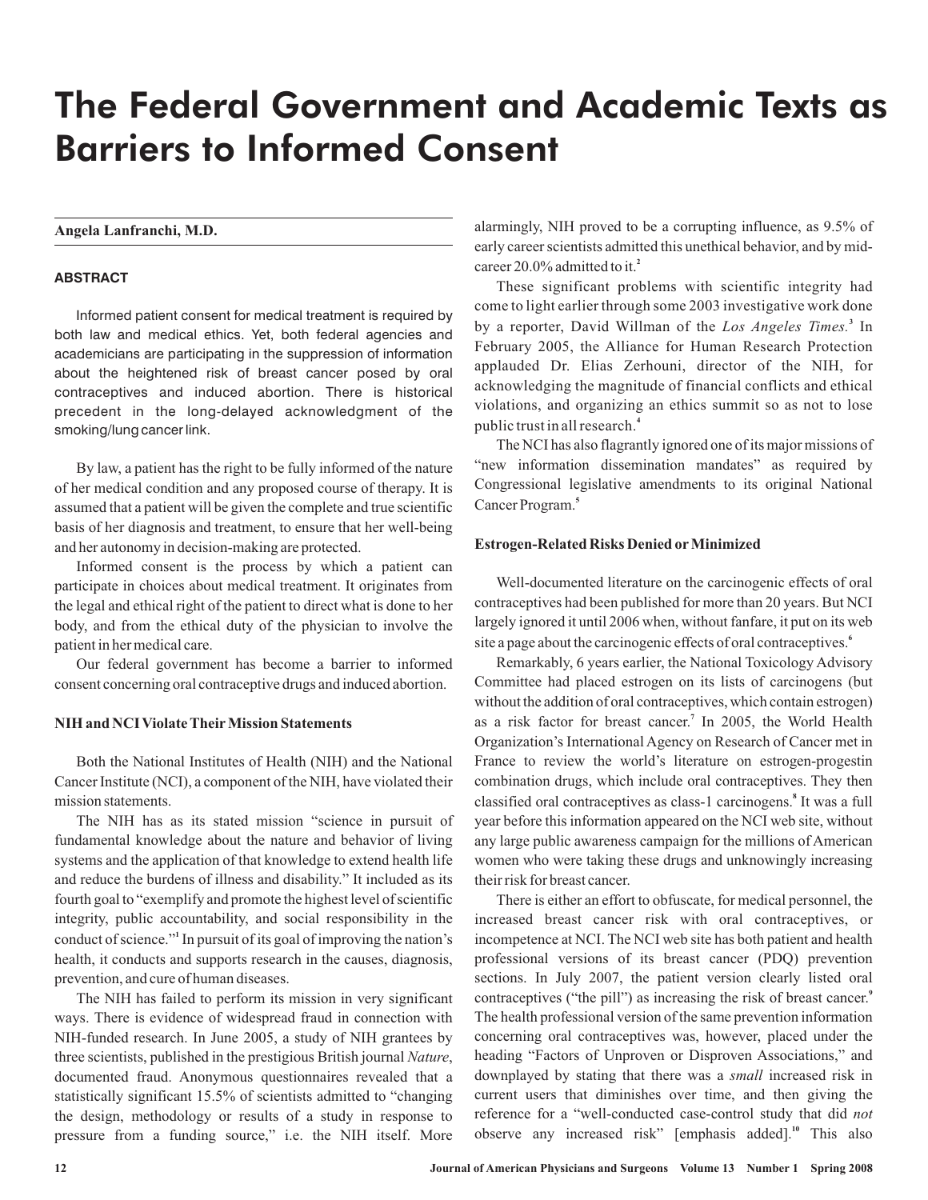# The Federal Government and Academic Texts as Barriers to Informed Consent

**Angela Lanfranchi, M.D.**

### ABSTRACT

Informed patient consent for medical treatment is required by both law and medical ethics. Yet, both federal agencies and academicians are participating in the suppression of information about the heightened risk of breast cancer posed by oral contraceptives and induced abortion. There is historical precedent in the long-delayed acknowledgment of the smoking/lung cancer link.

By law, a patient has the right to be fully informed of the nature of her medical condition and any proposed course of therapy. It is assumed that a patient will be given the complete and true scientific basis of her diagnosis and treatment, to ensure that her well-being and her autonomy in decision-making are protected.

Informed consent is the process by which a patient can participate in choices about medical treatment. It originates from the legal and ethical right of the patient to direct what is done to her body, and from the ethical duty of the physician to involve the patient in her medical care.

Our federal government has become a barrier to informed consent concerning oral contraceptive drugs and induced abortion.

### NIH and NCI Violate Their Mission Statements

Both the National Institutes of Health (NIH) and the National Cancer Institute (NCI), a component of the NIH, have violated their mission statements.

The NIH has as its stated mission "science in pursuit of fundamental knowledge about the nature and behavior of living systems and the application of that knowledge to extend health life and reduce the burdens of illness and disability." It included as its fourth goal to "exemplify and promote the highest level of scientific integrity, public accountability, and social responsibility in the conduct of science."[1] In pursuit of its goal of improving the nation's health, it conducts and supports research in the causes, diagnosis, prevention, and cure of human diseases.

The NIH has failed to perform its mission in very significant ways. There is evidence of widespread fraud in connection with NIH-funded research. In June 2005, a study of NIH grantees by three scientists, published in the prestigious British journal *Nature*, documented fraud. Anonymous questionnaires revealed that a statistically significant 15.5% of scientists admitted to "changing the design, methodology or results of a study in response to pressure from a funding source," i.e. the NIH itself. More alarmingly, NIH proved to be a corrupting influence, as 9.5% of early career scientists admitted this unethical behavior, and by mid-career 20.0% admitted to it.[2]

These significant problems with scientific integrity had come to light earlier through some 2003 investigative work done by a reporter, David Willman of the *Los Angeles Times.*[3] In February 2005, the Alliance for Human Research Protection applauded Dr. Elias Zerhouni, director of the NIH, for acknowledging the magnitude of financial conflicts and ethical violations, and organizing an ethics summit so as not to lose public trust in all research.[4]

The NCI has also flagrantly ignored one of its major missions of "new information dissemination mandates" as required by Congressional legislative amendments to its original National Cancer Program.[5]

### Estrogen-Related Risks Denied or Minimized

Well-documented literature on the carcinogenic effects of oral contraceptives had been published for more than 20 years. But NCI largely ignored it until 2006 when, without fanfare, it put on its web site a page about the carcinogenic effects of oral contraceptives.[6]

Remarkably, 6 years earlier, the National Toxicology Advisory Committee had placed estrogen on its lists of carcinogens (but without the addition of oral contraceptives, which contain estrogen) as a risk factor for breast cancer.[7] In 2005, the World Health Organization's International Agency on Research of Cancer met in France to review the world's literature on estrogen-progestin combination drugs, which include oral contraceptives. They then classified oral contraceptives as class-1 carcinogens.[8] It was a full year before this information appeared on the NCI web site, without any large public awareness campaign for the millions of American women who were taking these drugs and unknowingly increasing their risk for breast cancer.

There is either an effort to obfuscate, for medical personnel, the increased breast cancer risk with oral contraceptives, or incompetence at NCI. The NCI web site has both patient and health professional versions of its breast cancer (PDQ) prevention sections. In July 2007, the patient version clearly listed oral contraceptives ("the pill") as increasing the risk of breast cancer.[9] The health professional version of the same prevention information concerning oral contraceptives was, however, placed under the heading "Factors of Unproven or Disproven Associations," and downplayed by stating that there was a *small* increased risk in current users that diminishes over time, and then giving the reference for a "well-conducted case-control study that did *not* observe any increased risk" [emphasis added].[10] This also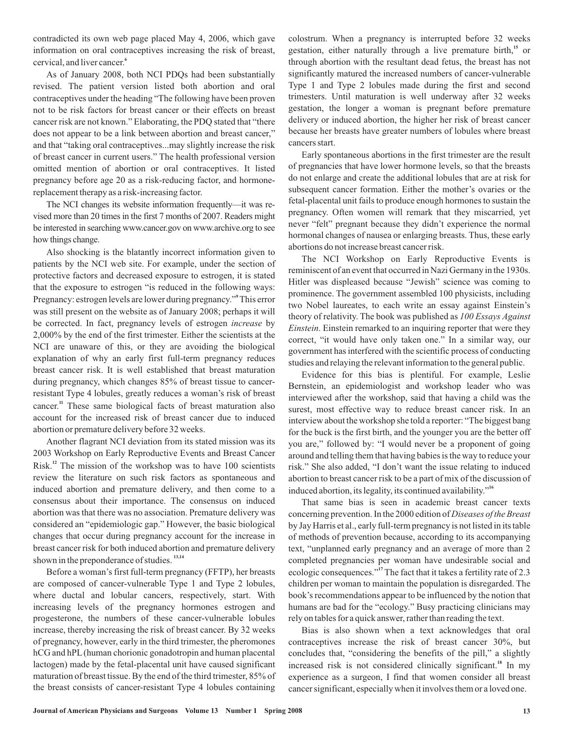contradicted its own web page placed May 4, 2006, which gave information on oral contraceptives increasing the risk of breast, cervical, and liver cancer.[6]

As of January 2008, both NCI PDQs had been substantially revised. The patient version listed both abortion and oral contraceptives under the heading "The following have been proven not to be risk factors for breast cancer or their effects on breast cancer risk are not known." Elaborating, the PDQ stated that "there does not appear to be a link between abortion and breast cancer," and that "taking oral contraceptives...may slightly increase the risk of breast cancer in current users." The health professional version omitted mention of abortion or oral contraceptives. It listed pregnancy before age 20 as a risk-reducing factor, and hormone-replacement therapy as a risk-increasing factor.

The NCI changes its website information frequently—it was revised more than 20 times in the first 7 months of 2007. Readers might be interested in searching www.cancer.gov on www.archive.org to see how things change.

Also shocking is the blatantly incorrect information given to patients by the NCI web site. For example, under the section of protective factors and decreased exposure to estrogen, it is stated that the exposure to estrogen "is reduced in the following ways: Pregnancy: estrogen levels are lower during pregnancy."[9] This error was still present on the website as of January 2008; perhaps it will be corrected. In fact, pregnancy levels of estrogen *increase* by 2,000% by the end of the first trimester. Either the scientists at the NCI are unaware of this, or they are avoiding the biological explanation of why an early first full-term pregnancy reduces breast cancer risk. It is well established that breast maturation during pregnancy, which changes 85% of breast tissue to cancer-resistant Type 4 lobules, greatly reduces a woman's risk of breast cancer.[11] These same biological facts of breast maturation also account for the increased risk of breast cancer due to induced abortion or premature delivery before 32 weeks.

Another flagrant NCI deviation from its stated mission was its 2003 Workshop on Early Reproductive Events and Breast Cancer Risk.[12] The mission of the workshop was to have 100 scientists review the literature on such risk factors as spontaneous and induced abortion and premature delivery, and then come to a consensus about their importance. The consensus on induced abortion was that there was no association. Premature delivery was considered an "epidemiologic gap." However, the basic biological changes that occur during pregnancy account for the increase in breast cancer risk for both induced abortion and premature delivery shown in the preponderance of studies.[13,14]

Before a woman's first full-term pregnancy (FFTP), her breasts are composed of cancer-vulnerable Type 1 and Type 2 lobules, where ductal and lobular cancers, respectively, start. With increasing levels of the pregnancy hormones estrogen and progesterone, the numbers of these cancer-vulnerable lobules increase, thereby increasing the risk of breast cancer. By 32 weeks of pregnancy, however, early in the third trimester, the pheromones hCG and hPL (human chorionic gonadotropin and human placental lactogen) made by the fetal-placental unit have caused significant maturation of breast tissue. By the end of the third trimester, 85% of the breast consists of cancer-resistant Type 4 lobules containing colostrum. When a pregnancy is interrupted before 32 weeks gestation, either naturally through a live premature birth,[15] or through abortion with the resultant dead fetus, the breast has not significantly matured the increased numbers of cancer-vulnerable Type 1 and Type 2 lobules made during the first and second trimesters. Until maturation is well underway after 32 weeks gestation, the longer a woman is pregnant before premature delivery or induced abortion, the higher her risk of breast cancer because her breasts have greater numbers of lobules where breast cancers start.

Early spontaneous abortions in the first trimester are the result of pregnancies that have lower hormone levels, so that the breasts do not enlarge and create the additional lobules that are at risk for subsequent cancer formation. Either the mother's ovaries or the fetal-placental unit fails to produce enough hormones to sustain the pregnancy. Often women will remark that they miscarried, yet never "felt" pregnant because they didn't experience the normal hormonal changes of nausea or enlarging breasts. Thus, these early abortions do not increase breast cancer risk.

The NCI Workshop on Early Reproductive Events is reminiscent of an event that occurred in Nazi Germany in the 1930s. Hitler was displeased because "Jewish" science was coming to prominence. The government assembled 100 physicists, including two Nobel laureates, to each write an essay against Einstein's theory of relativity. The book was published as *100 Essays Against Einstein*. Einstein remarked to an inquiring reporter that were they correct, "it would have only taken one." In a similar way, our government has interfered with the scientific process of conducting studies and relaying the relevant information to the general public.

Evidence for this bias is plentiful. For example, Leslie Bernstein, an epidemiologist and workshop leader who was interviewed after the workshop, said that having a child was the surest, most effective way to reduce breast cancer risk. In an interview about the workshop she told a reporter: "The biggest bang for the buck is the first birth, and the younger you are the better off you are," followed by: "I would never be a proponent of going around and telling them that having babies is the way to reduce your risk." She also added, "I don't want the issue relating to induced abortion to breast cancer risk to be a part of mix of the discussion of induced abortion, its legality, its continued availability."[16]

That same bias is seen in academic breast cancer texts concerning prevention. In the 2000 edition of *Diseases of the Breast* by Jay Harris et al., early full-term pregnancy is not listed in its table of methods of prevention because, according to its accompanying text, "unplanned early pregnancy and an average of more than 2 completed pregnancies per woman have undesirable social and ecologic consequences."[17] The fact that it takes a fertility rate of 2.3 children per woman to maintain the population is disregarded. The book's recommendations appear to be influenced by the notion that humans are bad for the "ecology." Busy practicing clinicians may rely on tables for a quick answer, rather than reading the text.

Bias is also shown when a text acknowledges that oral contraceptives increase the risk of breast cancer 30%, but concludes that, "considering the benefits of the pill," a slightly increased risk is not considered clinically significant.[18] In my experience as a surgeon, I find that women consider all breast cancer significant, especially when it involves them or a loved one.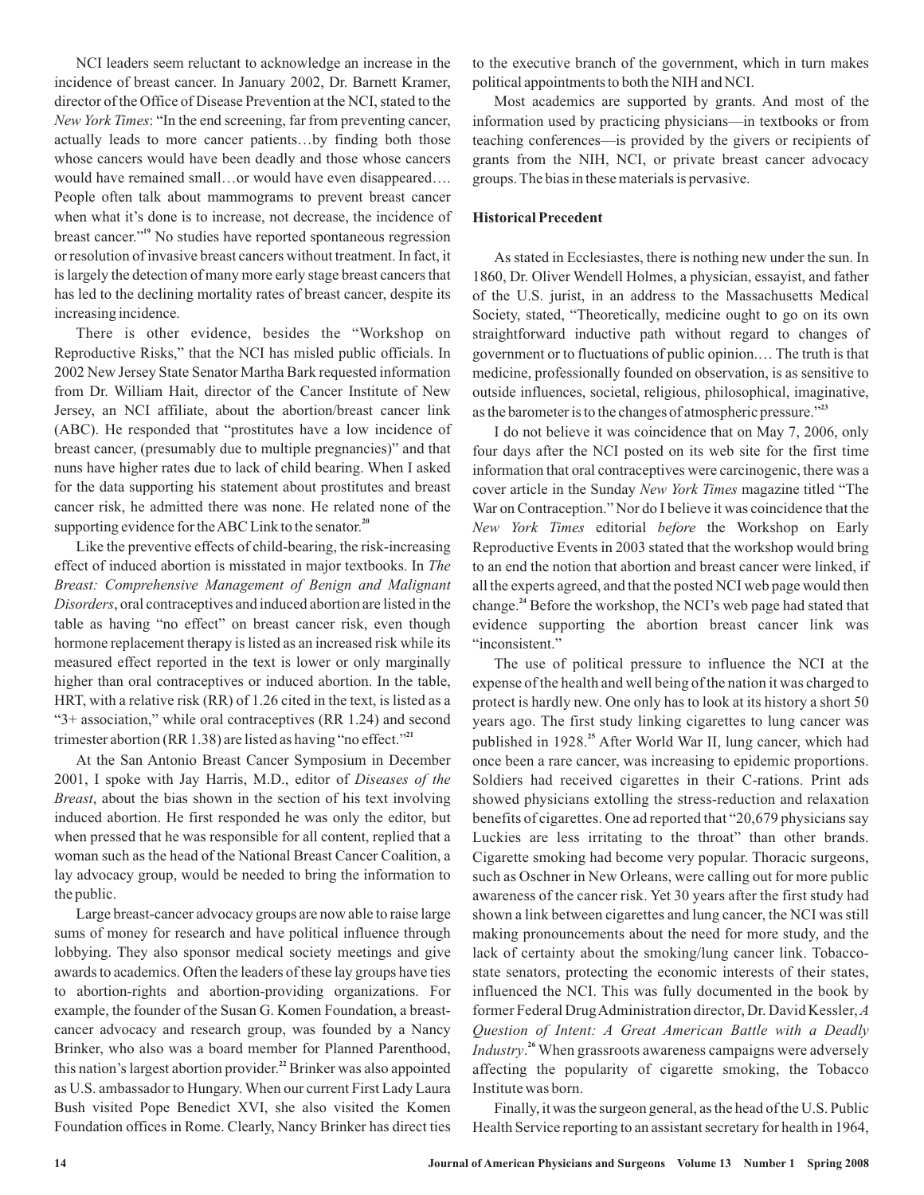NCI leaders seem reluctant to acknowledge an increase in the incidence of breast cancer. In January 2002, Dr. Barnett Kramer, director of the Office of Disease Prevention at the NCI, stated to the *New York Times*: "In the end screening, far from preventing cancer, actually leads to more cancer patients…by finding both those whose cancers would have been deadly and those whose cancers would have remained small…or would have even disappeared…. People often talk about mammograms to prevent breast cancer when what it's done is to increase, not decrease, the incidence of breast cancer."[19] No studies have reported spontaneous regression or resolution of invasive breast cancers without treatment. In fact, it is largely the detection of many more early stage breast cancers that has led to the declining mortality rates of breast cancer, despite its increasing incidence.

There is other evidence, besides the "Workshop on Reproductive Risks," that the NCI has misled public officials. In 2002 New Jersey State Senator Martha Bark requested information from Dr. William Hait, director of the Cancer Institute of New Jersey, an NCI affiliate, about the abortion/breast cancer link (ABC). He responded that "prostitutes have a low incidence of breast cancer, (presumably due to multiple pregnancies)" and that nuns have higher rates due to lack of child bearing. When I asked for the data supporting his statement about prostitutes and breast cancer risk, he admitted there was none. He related none of the supporting evidence for the ABC Link to the senator.[20]

Like the preventive effects of child-bearing, the risk-increasing effect of induced abortion is misstated in major textbooks. In *The Breast: Comprehensive Management of Benign and Malignant Disorders*, oral contraceptives and induced abortion are listed in the table as having "no effect" on breast cancer risk, even though hormone replacement therapy is listed as an increased risk while its measured effect reported in the text is lower or only marginally higher than oral contraceptives or induced abortion. In the table, HRT, with a relative risk (RR) of 1.26 cited in the text, is listed as a "3+ association," while oral contraceptives (RR 1.24) and second trimester abortion (RR 1.38) are listed as having "no effect."[21]

At the San Antonio Breast Cancer Symposium in December 2001, I spoke with Jay Harris, M.D., editor of *Diseases of the Breast*, about the bias shown in the section of his text involving induced abortion. He first responded he was only the editor, but when pressed that he was responsible for all content, replied that a woman such as the head of the National Breast Cancer Coalition, a lay advocacy group, would be needed to bring the information to the public.

Large breast-cancer advocacy groups are now able to raise large sums of money for research and have political influence through lobbying. They also sponsor medical society meetings and give awards to academics. Often the leaders of these lay groups have ties to abortion-rights and abortion-providing organizations. For example, the founder of the Susan G. Komen Foundation, a breast-cancer advocacy and research group, was founded by a Nancy Brinker, who also was a board member for Planned Parenthood, this nation's largest abortion provider.[22] Brinker was also appointed as U.S. ambassador to Hungary. When our current First Lady Laura Bush visited Pope Benedict XVI, she also visited the Komen Foundation offices in Rome. Clearly, Nancy Brinker has direct ties to the executive branch of the government, which in turn makes political appointments to both the NIH and NCI.

Most academics are supported by grants. And most of the information used by practicing physicians—in textbooks or from teaching conferences—is provided by the givers or recipients of grants from the NIH, NCI, or private breast cancer advocacy groups. The bias in these materials is pervasive.

**Historical Precedent**

As stated in Ecclesiastes, there is nothing new under the sun. In 1860, Dr. Oliver Wendell Holmes, a physician, essayist, and father of the U.S. jurist, in an address to the Massachusetts Medical Society, stated, "Theoretically, medicine ought to go on its own straightforward inductive path without regard to changes of government or to fluctuations of public opinion.… The truth is that medicine, professionally founded on observation, is as sensitive to outside influences, societal, religious, philosophical, imaginative, as the barometer is to the changes of atmospheric pressure."[23]

I do not believe it was coincidence that on May 7, 2006, only four days after the NCI posted on its web site for the first time information that oral contraceptives were carcinogenic, there was a cover article in the Sunday *New York Times* magazine titled "The War on Contraception." Nor do I believe it was coincidence that the *New York Times* editorial *before* the Workshop on Early Reproductive Events in 2003 stated that the workshop would bring to an end the notion that abortion and breast cancer were linked, if all the experts agreed, and that the posted NCI web page would then change.[24] Before the workshop, the NCI's web page had stated that evidence supporting the abortion breast cancer link was "inconsistent."

The use of political pressure to influence the NCI at the expense of the health and well being of the nation it was charged to protect is hardly new. One only has to look at its history a short 50 years ago. The first study linking cigarettes to lung cancer was published in 1928.[25] After World War II, lung cancer, which had once been a rare cancer, was increasing to epidemic proportions. Soldiers had received cigarettes in their C-rations. Print ads showed physicians extolling the stress-reduction and relaxation benefits of cigarettes. One ad reported that "20,679 physicians say Luckies are less irritating to the throat" than other brands. Cigarette smoking had become very popular. Thoracic surgeons, such as Oschner in New Orleans, were calling out for more public awareness of the cancer risk. Yet 30 years after the first study had shown a link between cigarettes and lung cancer, the NCI was still making pronouncements about the need for more study, and the lack of certainty about the smoking/lung cancer link. Tobacco-state senators, protecting the economic interests of their states, influenced the NCI. This was fully documented in the book by former Federal Drug Administration director, Dr. David Kessler, *A Question of Intent: A Great American Battle with a Deadly Industry*.[26] When grassroots awareness campaigns were adversely affecting the popularity of cigarette smoking, the Tobacco Institute was born.

Finally, it was the surgeon general, as the head of the U.S. Public Health Service reporting to an assistant secretary for health in 1964,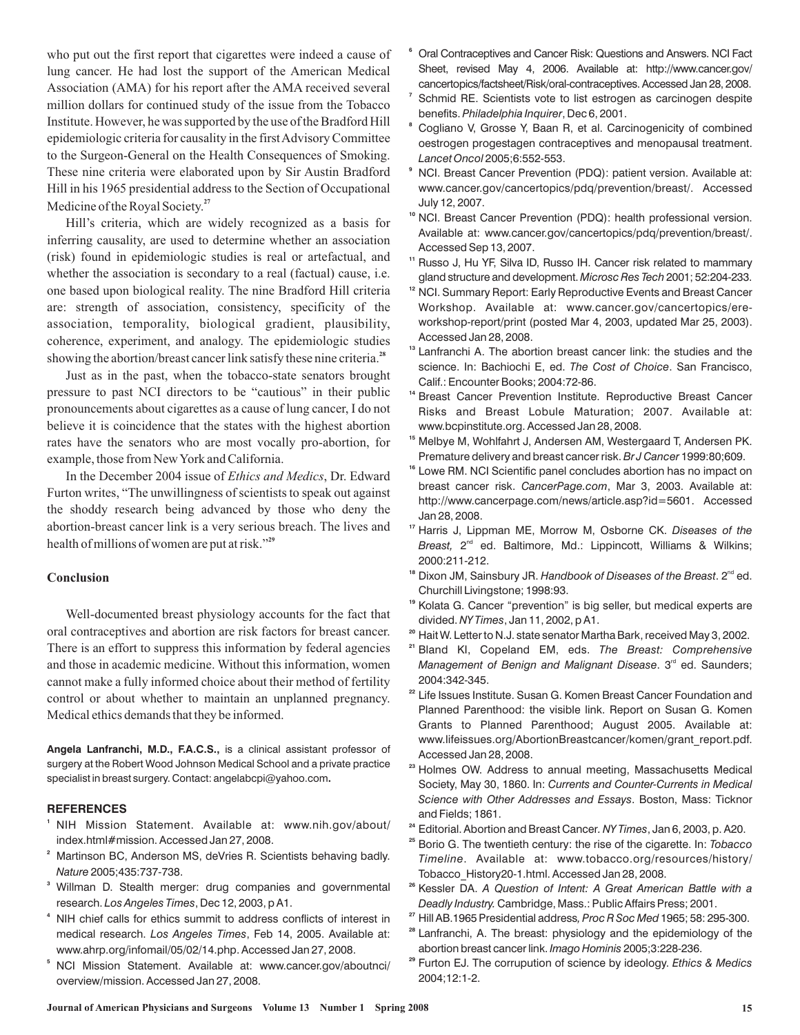who put out the first report that cigarettes were indeed a cause of lung cancer. He had lost the support of the American Medical Association (AMA) for his report after the AMA received several million dollars for continued study of the issue from the Tobacco Institute. However, he was supported by the use of the Bradford Hill epidemiologic criteria for causality in the first Advisory Committee to the Surgeon-General on the Health Consequences of Smoking. These nine criteria were elaborated upon by Sir Austin Bradford Hill in his 1965 presidential address to the Section of Occupational Medicine of the Royal Society.[27]

Hill's criteria, which are widely recognized as a basis for inferring causality, are used to determine whether an association (risk) found in epidemiologic studies is real or artefactual, and whether the association is secondary to a real (factual) cause, i.e. one based upon biological reality. The nine Bradford Hill criteria are: strength of association, consistency, specificity of the association, temporality, biological gradient, plausibility, coherence, experiment, and analogy. The epidemiologic studies showing the abortion/breast cancer link satisfy these nine criteria.[28]

Just as in the past, when the tobacco-state senators brought pressure to past NCI directors to be "cautious" in their public pronouncements about cigarettes as a cause of lung cancer, I do not believe it is coincidence that the states with the highest abortion rates have the senators who are most vocally pro-abortion, for example, those from New York and California.

In the December 2004 issue of *Ethics and Medics*, Dr. Edward Furton writes, "The unwillingness of scientists to speak out against the shoddy research being advanced by those who deny the abortion-breast cancer link is a very serious breach. The lives and health of millions of women are put at risk."[29]

## Conclusion

Well-documented breast physiology accounts for the fact that oral contraceptives and abortion are risk factors for breast cancer. There is an effort to suppress this information by federal agencies and those in academic medicine. Without this information, women cannot make a fully informed choice about their method of fertility control or about whether to maintain an unplanned pregnancy. Medical ethics demands that they be informed.

**Angela Lanfranchi, M.D., F.A.C.S.,** is a clinical assistant professor of surgery at the Robert Wood Johnson Medical School and a private practice specialist in breast surgery. Contact: angelabcpi@yahoo.com**.**

## REFERENCES

1. NIH Mission Statement. Available at: www.nih.gov/about/index.html#mission. Accessed Jan 27, 2008.
2. Martinson BC, Anderson MS, deVries R. Scientists behaving badly. *Nature* 2005;435:737-738.
3. Willman D. Stealth merger: drug companies and governmental research. *Los Angeles Times*, Dec 12, 2003, p A1.
4. NIH chief calls for ethics summit to address conflicts of interest in medical research. *Los Angeles Times*, Feb 14, 2005. Available at: www.ahrp.org/infomail/05/02/14.php. Accessed Jan 27, 2008.
5. NCI Mission Statement. Available at: www.cancer.gov/aboutnci/overview/mission. Accessed Jan 27, 2008.
6. Oral Contraceptives and Cancer Risk: Questions and Answers. NCI Fact Sheet, revised May 4, 2006. Available at: http://www.cancer.gov/cancertopics/factsheet/Risk/oral-contraceptives. Accessed Jan 28, 2008.
7. Schmid RE. Scientists vote to list estrogen as carcinogen despite benefits. *Philadelphia Inquirer*, Dec 6, 2001.
8. Cogliano V, Grosse Y, Baan R, et al. Carcinogenicity of combined oestrogen progestagen contraceptives and menopausal treatment. *Lancet Oncol* 2005;6:552-553.
9. NCI. Breast Cancer Prevention (PDQ): patient version. Available at: www.cancer.gov/cancertopics/pdq/prevention/breast/. Accessed July 12, 2007.
10. NCI. Breast Cancer Prevention (PDQ): health professional version. Available at: www.cancer.gov/cancertopics/pdq/prevention/breast/. Accessed Sep 13, 2007.
11. Russo J, Hu YF, Silva ID, Russo IH. Cancer risk related to mammary gland structure and development. *Microsc Res Tech* 2001; 52:204-233.
12. NCI. Summary Report: Early Reproductive Events and Breast Cancer Workshop. Available at: www.cancer.gov/cancertopics/ere-workshop-report/print (posted Mar 4, 2003, updated Mar 25, 2003). Accessed Jan 28, 2008.
13. Lanfranchi A. The abortion breast cancer link: the studies and the science. In: Bachiochi E, ed. *The Cost of Choice*. San Francisco, Calif.: Encounter Books; 2004:72-86.
14. Breast Cancer Prevention Institute. Reproductive Breast Cancer Risks and Breast Lobule Maturation; 2007. Available at: www.bcpinstitute.org. Accessed Jan 28, 2008.
15. Melbye M, Wohlfahrt J, Andersen AM, Westergaard T, Andersen PK. Premature delivery and breast cancer risk. *Br J Cancer* 1999:80;609.
16. Lowe RM. NCI Scientific panel concludes abortion has no impact on breast cancer risk. *CancerPage.com*, Mar 3, 2003. Available at: http://www.cancerpage.com/news/article.asp?id=5601. Accessed Jan 28, 2008.
17. Harris J, Lippman ME, Morrow M, Osborne CK. *Diseases of the Breast,* 2nd ed. Baltimore, Md.: Lippincott, Williams & Wilkins; 2000:211-212.
18. Dixon JM, Sainsbury JR. *Handbook of Diseases of the Breast*. 2nd ed. Churchill Livingstone; 1998:93.
19. Kolata G. Cancer "prevention" is big seller, but medical experts are divided. *NY Times*, Jan 11, 2002, p A1.
20. Hait W. Letter to N.J. state senator Martha Bark, received May 3, 2002.
21. Bland KI, Copeland EM, eds. *The Breast: Comprehensive Management of Benign and Malignant Disease*. 3rd ed. Saunders; 2004:342-345.
22. Life Issues Institute. Susan G. Komen Breast Cancer Foundation and Planned Parenthood: the visible link. Report on Susan G. Komen Grants to Planned Parenthood; August 2005. Available at: www.lifeissues.org/AbortionBreastcancer/komen/grant_report.pdf. Accessed Jan 28, 2008.
23. Holmes OW. Address to annual meeting, Massachusetts Medical Society, May 30, 1860. In: *Currents and Counter-Currents in Medical Science with Other Addresses and Essays*. Boston, Mass: Ticknor and Fields; 1861.
24. Editorial. Abortion and Breast Cancer. *NY Times*, Jan 6, 2003, p. A20.
25. Borio G. The twentieth century: the rise of the cigarette. In: *Tobacco Timeline*. Available at: www.tobacco.org/resources/history/Tobacco_History20-1.html. Accessed Jan 28, 2008.
26. Kessler DA. *A Question of Intent: A Great American Battle with a Deadly Industry.* Cambridge, Mass.: Public Affairs Press; 2001.
27. Hill AB.1965 Presidential address*, Proc R Soc Med* 1965; 58: 295-300.
28. Lanfranchi, A. The breast: physiology and the epidemiology of the abortion breast cancer link. *Imago Hominis* 2005;3:228-236.
29. Furton EJ. The corruption of science by ideology. *Ethics & Medics* 2004;12:1-2.